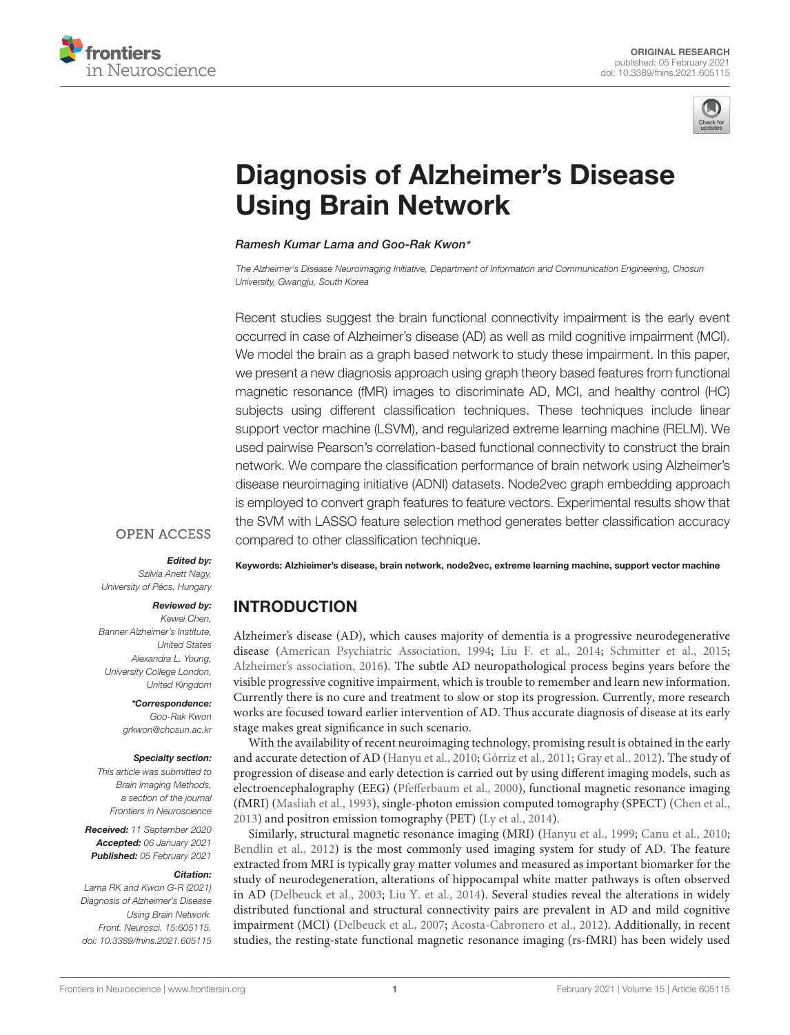ORIGINAL RESEARCH
published: 05 February 2021
doi: 10.3389/fnins.2021.605115

# Diagnosis of Alzheimer's Disease Using Brain Network

*Ramesh Kumar Lama and Goo-Rak Kwon\**

*The Alzheimer's Disease Neuroimaging Initiative, Department of Information and Communication Engineering, Chosun University, Gwangju, South Korea*

Recent studies suggest the brain functional connectivity impairment is the early event occurred in case of Alzheimer's disease (AD) as well as mild cognitive impairment (MCI). We model the brain as a graph based network to study these impairment. In this paper, we present a new diagnosis approach using graph theory based features from functional magnetic resonance (fMR) images to discriminate AD, MCI, and healthy control (HC) subjects using different classification techniques. These techniques include linear support vector machine (LSVM), and regularized extreme learning machine (RELM). We used pairwise Pearson's correlation-based functional connectivity to construct the brain network. We compare the classification performance of brain network using Alzheimer's disease neuroimaging initiative (ADNI) datasets. Node2vec graph embedding approach is employed to convert graph features to feature vectors. Experimental results show that the SVM with LASSO feature selection method generates better classification accuracy compared to other classification technique.

**Keywords: Alzhieimer's disease, brain network, node2vec, extreme learning machine, support vector machine**

OPEN ACCESS

***Edited by:***
Szilvia Anett Nagy,
University of Pécs, Hungary

***Reviewed by:***
Kewei Chen,
Banner Alzheimer's Institute,
United States
Alexandra L. Young,
University College London,
United Kingdom

***\*Correspondence:***
Goo-Rak Kwon
grkwon@chosun.ac.kr

***Specialty section:***
This article was submitted to
Brain Imaging Methods,
a section of the journal
Frontiers in Neuroscience

***Received:*** 11 September 2020
***Accepted:*** 06 January 2021
***Published:*** 05 February 2021

***Citation:***
Lama RK and Kwon G-R (2021)
Diagnosis of Alzheimer's Disease
Using Brain Network.
Front. Neurosci. 15:605115.
doi: 10.3389/fnins.2021.605115

## INTRODUCTION

Alzheimer's disease (AD), which causes majority of dementia is a progressive neurodegenerative disease (American Psychiatric Association, 1994; Liu F. et al., 2014; Schmitter et al., 2015; Alzheimer's association, 2016). The subtle AD neuropathological process begins years before the visible progressive cognitive impairment, which is trouble to remember and learn new information. Currently there is no cure and treatment to slow or stop its progression. Currently, more research works are focused toward earlier intervention of AD. Thus accurate diagnosis of disease at its early stage makes great significance in such scenario.

With the availability of recent neuroimaging technology, promising result is obtained in the early and accurate detection of AD (Hanyu et al., 2010; Górriz et al., 2011; Gray et al., 2012). The study of progression of disease and early detection is carried out by using different imaging models, such as electroencephalography (EEG) (Pfefferbaum et al., 2000), functional magnetic resonance imaging (fMRI) (Masliah et al., 1993), single-photon emission computed tomography (SPECT) (Chen et al., 2013) and positron emission tomography (PET) (Ly et al., 2014).

Similarly, structural magnetic resonance imaging (MRI) (Hanyu et al., 1999; Canu et al., 2010; Bendlin et al., 2012) is the most commonly used imaging system for study of AD. The feature extracted from MRI is typically gray matter volumes and measured as important biomarker for the study of neurodegeneration, alterations of hippocampal white matter pathways is often observed in AD (Delbeuck et al., 2003; Liu Y. et al., 2014). Several studies reveal the alterations in widely distributed functional and structural connectivity pairs are prevalent in AD and mild cognitive impairment (MCI) (Delbeuck et al., 2007; Acosta-Cabronero et al., 2012). Additionally, in recent studies, the resting-state functional magnetic resonance imaging (rs-fMRI) has been widely used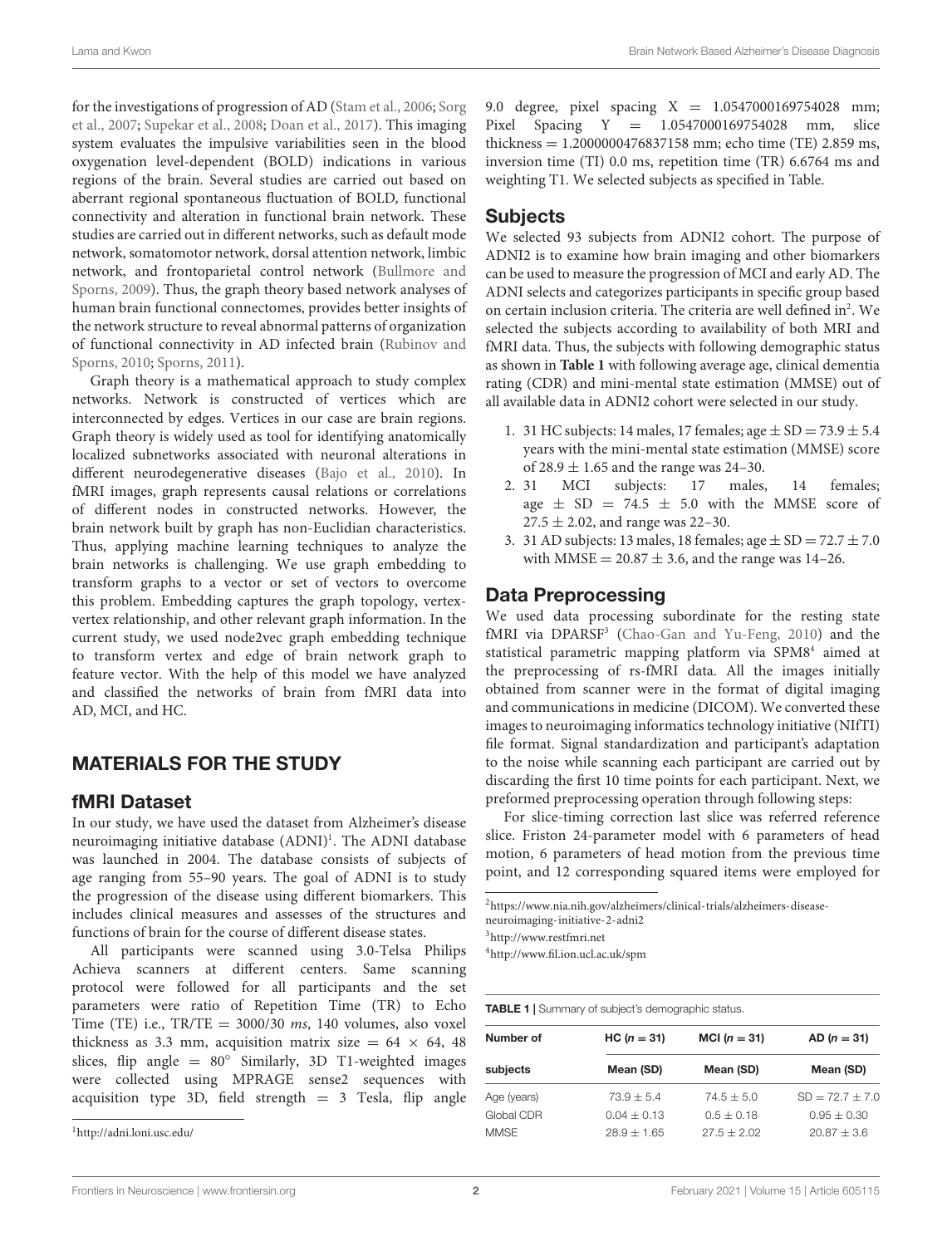for the investigations of progression of AD (Stam et al., 2006; Sorg et al., 2007; Supekar et al., 2008; Doan et al., 2017). This imaging system evaluates the impulsive variabilities seen in the blood oxygenation level-dependent (BOLD) indications in various regions of the brain. Several studies are carried out based on aberrant regional spontaneous fluctuation of BOLD, functional connectivity and alteration in functional brain network. These studies are carried out in different networks, such as default mode network, somatomotor network, dorsal attention network, limbic network, and frontoparietal control network (Bullmore and Sporns, 2009). Thus, the graph theory based network analyses of human brain functional connectomes, provides better insights of the network structure to reveal abnormal patterns of organization of functional connectivity in AD infected brain (Rubinov and Sporns, 2010; Sporns, 2011).

Graph theory is a mathematical approach to study complex networks. Network is constructed of vertices which are interconnected by edges. Vertices in our case are brain regions. Graph theory is widely used as tool for identifying anatomically localized subnetworks associated with neuronal alterations in different neurodegenerative diseases (Bajo et al., 2010). In fMRI images, graph represents causal relations or correlations of different nodes in constructed networks. However, the brain network built by graph has non-Euclidian characteristics. Thus, applying machine learning techniques to analyze the brain networks is challenging. We use graph embedding to transform graphs to a vector or set of vectors to overcome this problem. Embedding captures the graph topology, vertex-vertex relationship, and other relevant graph information. In the current study, we used node2vec graph embedding technique to transform vertex and edge of brain network graph to feature vector. With the help of this model we have analyzed and classified the networks of brain from fMRI data into AD, MCI, and HC.

## MATERIALS FOR THE STUDY

### fMRI Dataset

In our study, we have used the dataset from Alzheimer's disease neuroimaging initiative database (ADNI)[1]. The ADNI database was launched in 2004. The database consists of subjects of age ranging from 55–90 years. The goal of ADNI is to study the progression of the disease using different biomarkers. This includes clinical measures and assesses of the structures and functions of brain for the course of different disease states.

All participants were scanned using 3.0-Telsa Philips Achieva scanners at different centers. Same scanning protocol were followed for all participants and the set parameters were ratio of Repetition Time (TR) to Echo Time (TE) i.e., TR/TE = 3000/30 *ms*, 140 volumes, also voxel thickness as 3.3 mm, acquisition matrix size = $64 \times 64$, 48 slices, flip angle = $80°$ Similarly, 3D T1-weighted images were collected using MPRAGE sense2 sequences with acquisition type 3D, field strength = 3 Tesla, flip angle 9.0 degree, pixel spacing X = 1.0547000169754028 mm; Pixel Spacing Y = 1.0547000169754028 mm, slice thickness = 1.2000000476837158 mm; echo time (TE) 2.859 ms, inversion time (TI) 0.0 ms, repetition time (TR) 6.6764 ms and weighting T1. We selected subjects as specified in Table.

### Subjects

We selected 93 subjects from ADNI2 cohort. The purpose of ADNI2 is to examine how brain imaging and other biomarkers can be used to measure the progression of MCI and early AD. The ADNI selects and categorizes participants in specific group based on certain inclusion criteria. The criteria are well defined in[2]. We selected the subjects according to availability of both MRI and fMRI data. Thus, the subjects with following demographic status as shown in **Table 1** with following average age, clinical dementia rating (CDR) and mini-mental state estimation (MMSE) out of all available data in ADNI2 cohort were selected in our study.

1. 31 HC subjects: 14 males, 17 females; age ± SD = 73.9 ± 5.4 years with the mini-mental state estimation (MMSE) score of 28.9 ± 1.65 and the range was 24–30.
2. 31 MCI subjects: 17 males, 14 females; age ± SD = 74.5 ± 5.0 with the MMSE score of 27.5 ± 2.02, and range was 22–30.
3. 31 AD subjects: 13 males, 18 females; age ± SD = 72.7 ± 7.0 with MMSE = 20.87 ± 3.6, and the range was 14–26.

### Data Preprocessing

We used data processing subordinate for the resting state fMRI via DPARSF[3] (Chao-Gan and Yu-Feng, 2010) and the statistical parametric mapping platform via SPM8[4] aimed at the preprocessing of rs-fMRI data. All the images initially obtained from scanner were in the format of digital imaging and communications in medicine (DICOM). We converted these images to neuroimaging informatics technology initiative (NIfTI) file format. Signal standardization and participant's adaptation to the noise while scanning each participant are carried out by discarding the first 10 time points for each participant. Next, we preformed preprocessing operation through following steps:

For slice-timing correction last slice was referred reference slice. Friston 24-parameter model with 6 parameters of head motion, 6 parameters of head motion from the previous time point, and 12 corresponding squared items were employed for

[1]http://adni.loni.usc.edu/

[2]https://www.nia.nih.gov/alzheimers/clinical-trials/alzheimers-disease-neuroimaging-initiative-2-adni2

[3]http://www.restfmri.net

[4]http://www.fil.ion.ucl.ac.uk/spm

**TABLE 1** | Summary of subject's demographic status.

| Number of subjects | HC (n = 31) Mean (SD) | MCI (n = 31) Mean (SD) | AD (n = 31) Mean (SD) |
|---|---|---|---|
| Age (years) | 73.9 ± 5.4 | 74.5 ± 5.0 | SD = 72.7 ± 7.0 |
| Global CDR | 0.04 ± 0.13 | 0.5 ± 0.18 | 0.95 ± 0.30 |
| MMSE | 28.9 ± 1.65 | 27.5 ± 2.02 | 20.87 ± 3.6 |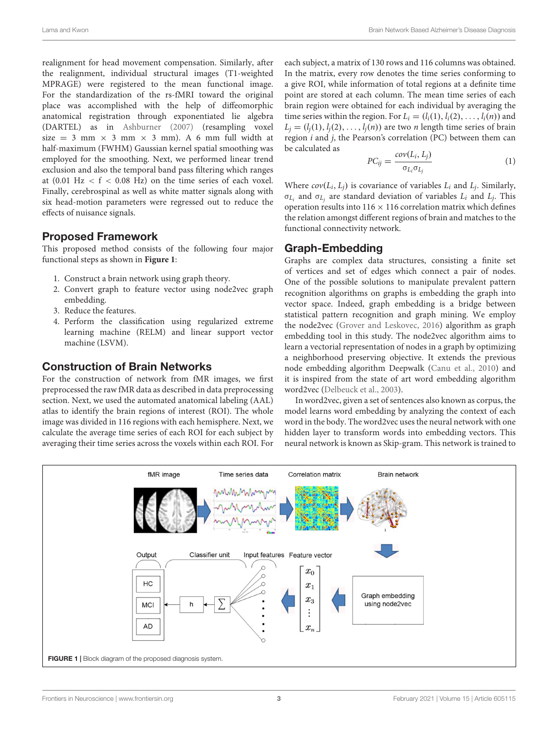realignment for head movement compensation. Similarly, after the realignment, individual structural images (T1-weighted MPRAGE) were registered to the mean functional image. For the standardization of the rs-fMRI toward the original place was accomplished with the help of diffeomorphic anatomical registration through exponentiated lie algebra (DARTEL) as in Ashburner (2007) (resampling voxel size = 3 mm × 3 mm × 3 mm). A 6 mm full width at half-maximum (FWHM) Gaussian kernel spatial smoothing was employed for the smoothing. Next, we performed linear trend exclusion and also the temporal band pass filtering which ranges at (0.01 Hz < f < 0.08 Hz) on the time series of each voxel. Finally, cerebrospinal as well as white matter signals along with six head-motion parameters were regressed out to reduce the effects of nuisance signals.

## Proposed Framework

This proposed method consists of the following four major functional steps as shown in **Figure 1**:

1. Construct a brain network using graph theory.
2. Convert graph to feature vector using node2vec graph embedding.
3. Reduce the features.
4. Perform the classification using regularized extreme learning machine (RELM) and linear support vector machine (LSVM).

## Construction of Brain Networks

For the construction of network from fMR images, we first preprocessed the raw fMR data as described in data preprocessing section. Next, we used the automated anatomical labeling (AAL) atlas to identify the brain regions of interest (ROI). The whole image was divided in 116 regions with each hemisphere. Next, we calculate the average time series of each ROI for each subject by averaging their time series across the voxels within each ROI. For each subject, a matrix of 130 rows and 116 columns was obtained. In the matrix, every row denotes the time series conforming to a give ROI, while information of total regions at a definite time point are stored at each column. The mean time series of each brain region were obtained for each individual by averaging the time series within the region. For $L_i = (l_i(1), l_i(2), \ldots, l_i(n))$ and $L_j = (l_j(1), l_j(2), \ldots, l_j(n))$ are two $n$ length time series of brain region $i$ and $j$, the Pearson's correlation (PC) between them can be calculated as

$$PC_{ij} = \frac{cov(L_i, L_j)}{\sigma_{L_i}\sigma_{L_j}} \tag{1}$$

Where $cov(L_i, L_j)$ is covariance of variables $L_i$ and $L_j$. Similarly, $\sigma_{L_i}$ and $\sigma_{L_j}$ are standard deviation of variables $L_i$ and $L_j$. This operation results into 116 × 116 correlation matrix which defines the relation amongst different regions of brain and matches to the functional connectivity network.

## Graph-Embedding

Graphs are complex data structures, consisting a finite set of vertices and set of edges which connect a pair of nodes. One of the possible solutions to manipulate prevalent pattern recognition algorithms on graphs is embedding the graph into vector space. Indeed, graph embedding is a bridge between statistical pattern recognition and graph mining. We employ the node2vec (Grover and Leskovec, 2016) algorithm as graph embedding tool in this study. The node2vec algorithm aims to learn a vectorial representation of nodes in a graph by optimizing a neighborhood preserving objective. It extends the previous node embedding algorithm Deepwalk (Canu et al., 2010) and it is inspired from the state of art word embedding algorithm word2vec (Delbeuck et al., 2003).

In word2vec, given a set of sentences also known as corpus, the model learns word embedding by analyzing the context of each word in the body. The word2vec uses the neural network with one hidden layer to transform words into embedding vectors. This neural network is known as Skip-gram. This network is trained to

**FIGURE 1 |** Block diagram of the proposed diagnosis system.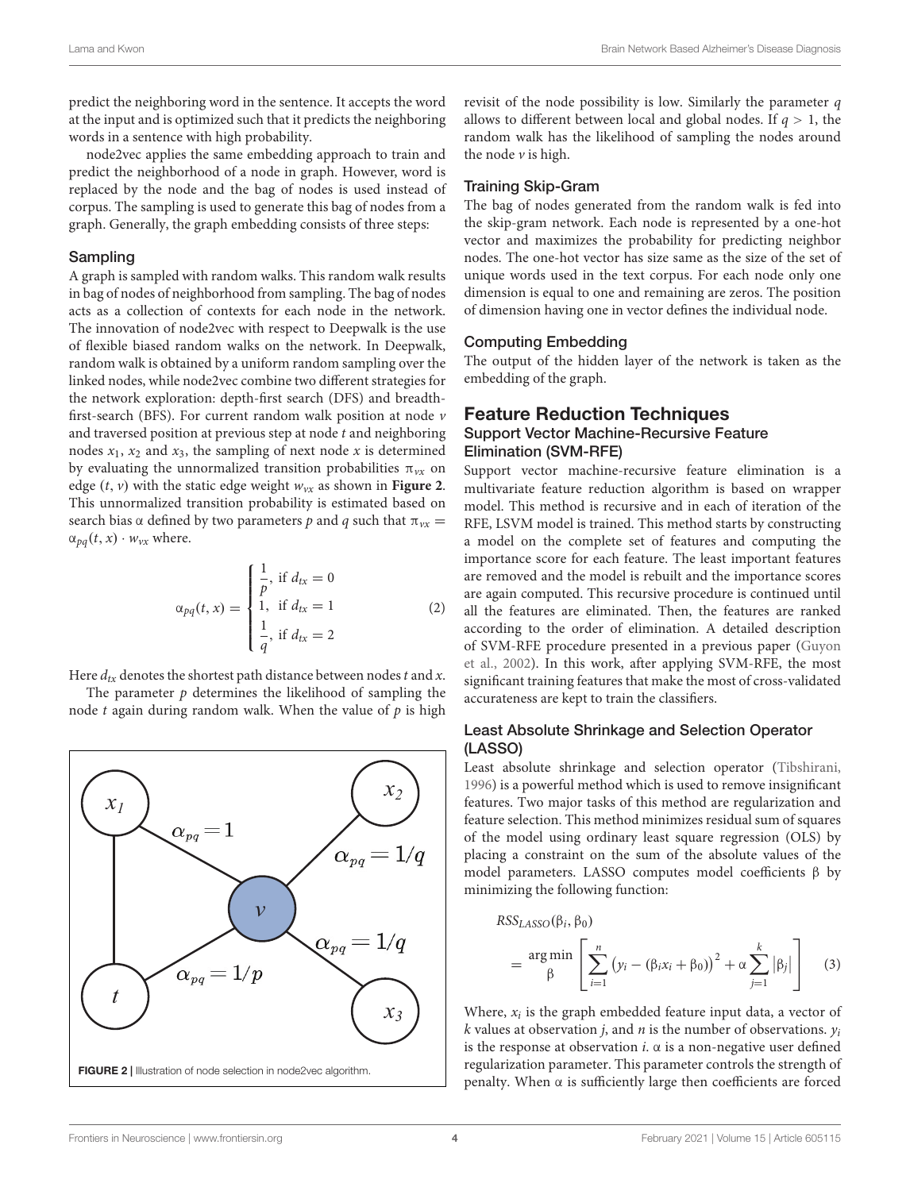predict the neighboring word in the sentence. It accepts the word at the input and is optimized such that it predicts the neighboring words in a sentence with high probability.

node2vec applies the same embedding approach to train and predict the neighborhood of a node in graph. However, word is replaced by the node and the bag of nodes is used instead of corpus. The sampling is used to generate this bag of nodes from a graph. Generally, the graph embedding consists of three steps:

#### Sampling

A graph is sampled with random walks. This random walk results in bag of nodes of neighborhood from sampling. The bag of nodes acts as a collection of contexts for each node in the network. The innovation of node2vec with respect to Deepwalk is the use of flexible biased random walks on the network. In Deepwalk, random walk is obtained by a uniform random sampling over the linked nodes, while node2vec combine two different strategies for the network exploration: depth-first search (DFS) and breadth-first-search (BFS). For current random walk position at node $v$ and traversed position at previous step at node $t$ and neighboring nodes $x_1$, $x_2$ and $x_3$, the sampling of next node $x$ is determined by evaluating the unnormalized transition probabilities $\pi_{vx}$ on edge $(t, v)$ with the static edge weight $w_{vx}$ as shown in **Figure 2**. This unnormalized transition probability is estimated based on search bias $\alpha$ defined by two parameters $p$ and $q$ such that $\pi_{vx} = \alpha_{pq}(t, x) \cdot w_{vx}$ where.

$$\alpha_{pq}(t, x) = \begin{cases} \frac{1}{p}, & \text{if } d_{tx} = 0 \\ 1, & \text{if } d_{tx} = 1 \\ \frac{1}{q}, & \text{if } d_{tx} = 2 \end{cases} \tag{2}$$

Here $d_{tx}$ denotes the shortest path distance between nodes $t$ and $x$.

The parameter $p$ determines the likelihood of sampling the node $t$ again during random walk. When the value of $p$ is high revisit of the node possibility is low. Similarly the parameter $q$ allows to different between local and global nodes. If $q > 1$, the random walk has the likelihood of sampling the nodes around the node $v$ is high.

**FIGURE 2** | Illustration of node selection in node2vec algorithm.

#### Training Skip-Gram

The bag of nodes generated from the random walk is fed into the skip-gram network. Each node is represented by a one-hot vector and maximizes the probability for predicting neighbor nodes. The one-hot vector has size same as the size of the set of unique words used in the text corpus. For each node only one dimension is equal to one and remaining are zeros. The position of dimension having one in vector defines the individual node.

#### Computing Embedding

The output of the hidden layer of the network is taken as the embedding of the graph.

## Feature Reduction Techniques

### Support Vector Machine-Recursive Feature Elimination (SVM-RFE)

Support vector machine-recursive feature elimination is a multivariate feature reduction algorithm is based on wrapper model. This method is recursive and in each of iteration of the RFE, LSVM model is trained. This method starts by constructing a model on the complete set of features and computing the importance score for each feature. The least important features are removed and the model is rebuilt and the importance scores are again computed. This recursive procedure is continued until all the features are eliminated. Then, the features are ranked according to the order of elimination. A detailed description of SVM-RFE procedure presented in a previous paper (Guyon et al., 2002). In this work, after applying SVM-RFE, the most significant training features that make the most of cross-validated accurateness are kept to train the classifiers.

### Least Absolute Shrinkage and Selection Operator (LASSO)

Least absolute shrinkage and selection operator (Tibshirani, 1996) is a powerful method which is used to remove insignificant features. Two major tasks of this method are regularization and feature selection. This method minimizes residual sum of squares of the model using ordinary least square regression (OLS) by placing a constraint on the sum of the absolute values of the model parameters. LASSO computes model coefficients $\beta$ by minimizing the following function:

$$RSS_{LASSO}(\beta_i, \beta_0) = \underset{\beta}{\arg\min} \left[ \sum_{i=1}^{n} \left(y_i - (\beta_i x_i + \beta_0)\right)^2 + \alpha \sum_{j=1}^{k} \left|\beta_j\right| \right] \tag{3}$$

Where, $x_i$ is the graph embedded feature input data, a vector of $k$ values at observation $j$, and $n$ is the number of observations. $y_i$ is the response at observation $i$. $\alpha$ is a non-negative user defined regularization parameter. This parameter controls the strength of penalty. When $\alpha$ is sufficiently large then coefficients are forced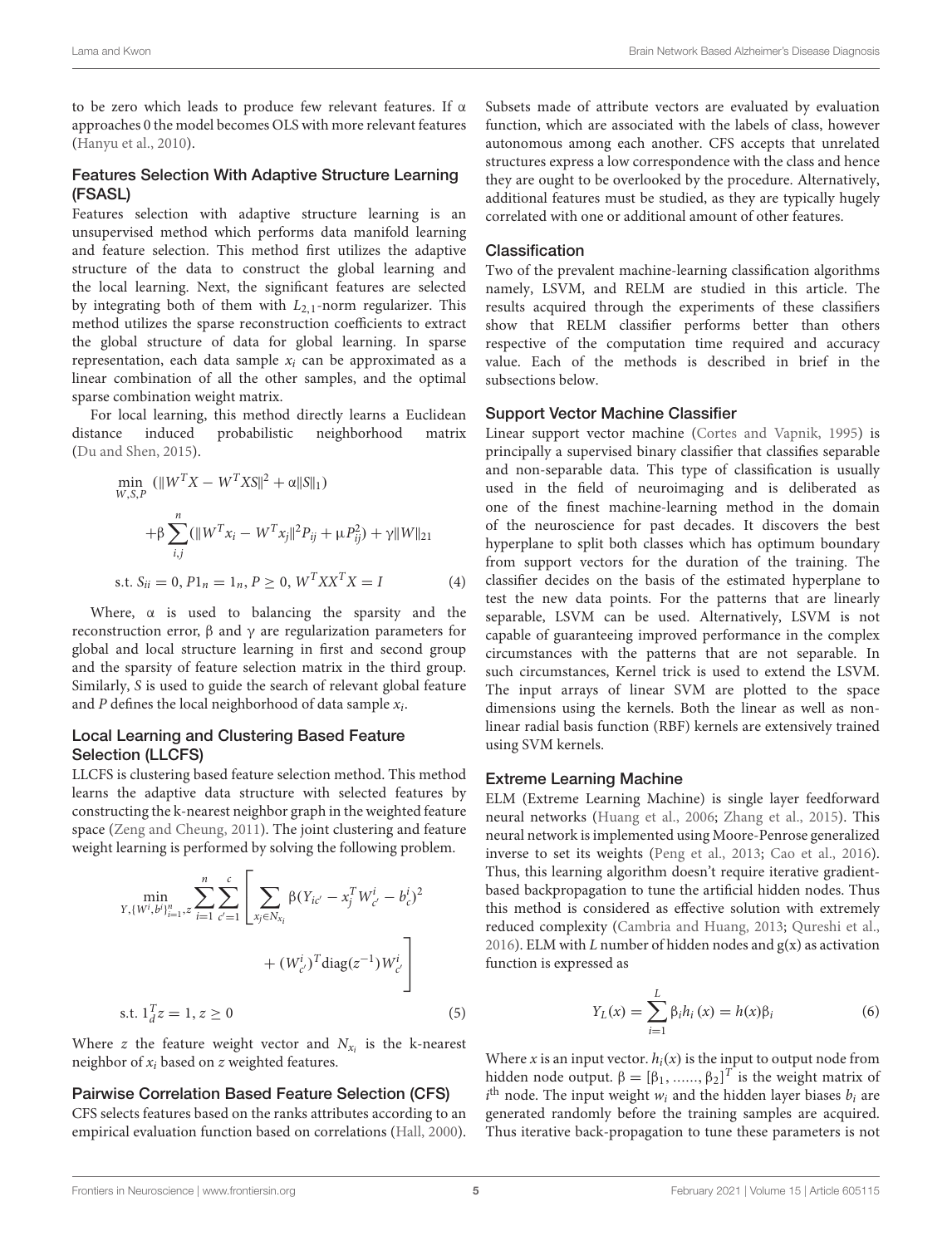to be zero which leads to produce few relevant features. If α approaches 0 the model becomes OLS with more relevant features (Hanyu et al., 2010).

### Features Selection With Adaptive Structure Learning (FSASL)

Features selection with adaptive structure learning is an unsupervised method which performs data manifold learning and feature selection. This method first utilizes the adaptive structure of the data to construct the global learning and the local learning. Next, the significant features are selected by integrating both of them with $L_{2,1}$-norm regularizer. This method utilizes the sparse reconstruction coefficients to extract the global structure of data for global learning. In sparse representation, each data sample $x_i$ can be approximated as a linear combination of all the other samples, and the optimal sparse combination weight matrix.

For local learning, this method directly learns a Euclidean distance induced probabilistic neighborhood matrix (Du and Shen, 2015).

$$
\begin{aligned}
\min_{W,S,P} \; & (\|W^T X - W^T XS\|^2 + \alpha\|S\|_1) \\
& + \beta \sum_{i,j}^{n} (\|W^T x_i - W^T x_j\|^2 P_{ij} + \mu P_{ij}^2) + \gamma \|W\|_{21} \\
\text{s.t. } & S_{ii} = 0, P1_n = 1_n, P \geq 0, W^T XX^T X = I
\end{aligned} \tag{4}
$$

Where, α is used to balancing the sparsity and the reconstruction error, β and γ are regularization parameters for global and local structure learning in first and second group and the sparsity of feature selection matrix in the third group. Similarly, $S$ is used to guide the search of relevant global feature and $P$ defines the local neighborhood of data sample $x_i$.

### Local Learning and Clustering Based Feature Selection (LLCFS)

LLCFS is clustering based feature selection method. This method learns the adaptive data structure with selected features by constructing the k-nearest neighbor graph in the weighted feature space (Zeng and Cheung, 2011). The joint clustering and feature weight learning is performed by solving the following problem.

$$
\begin{aligned}
\min_{Y, \{W^i, b^i\}_{i=1}^n, z} & \sum_{i=1}^{n} \sum_{c'=1}^{c} \left[ \sum_{x_j \in N_{x_i}} \beta (Y_{ic'} - x_j^T W_{c'}^i - b_c^i)^2 \right. \\
& \left. + (W_{c'}^i)^T \text{diag}(z^{-1}) W_{c'}^i \right] \\
\text{s.t. } & 1_d^T z = 1, z \geq 0
\end{aligned} \tag{5}
$$

Where $z$ the feature weight vector and $N_{x_i}$ is the k-nearest neighbor of $x_i$ based on $z$ weighted features.

### Pairwise Correlation Based Feature Selection (CFS)

CFS selects features based on the ranks attributes according to an empirical evaluation function based on correlations (Hall, 2000). Subsets made of attribute vectors are evaluated by evaluation function, which are associated with the labels of class, however autonomous among each another. CFS accepts that unrelated structures express a low correspondence with the class and hence they are ought to be overlooked by the procedure. Alternatively, additional features must be studied, as they are typically hugely correlated with one or additional amount of other features.

## Classification

Two of the prevalent machine-learning classification algorithms namely, LSVM, and RELM are studied in this article. The results acquired through the experiments of these classifiers show that RELM classifier performs better than others respective of the computation time required and accuracy value. Each of the methods is described in brief in the subsections below.

### Support Vector Machine Classifier

Linear support vector machine (Cortes and Vapnik, 1995) is principally a supervised binary classifier that classifies separable and non-separable data. This type of classification is usually used in the field of neuroimaging and is deliberated as one of the finest machine-learning method in the domain of the neuroscience for past decades. It discovers the best hyperplane to split both classes which has optimum boundary from support vectors for the duration of the training. The classifier decides on the basis of the estimated hyperplane to test the new data points. For the patterns that are linearly separable, LSVM can be used. Alternatively, LSVM is not capable of guaranteeing improved performance in the complex circumstances with the patterns that are not separable. In such circumstances, Kernel trick is used to extend the LSVM. The input arrays of linear SVM are plotted to the space dimensions using the kernels. Both the linear as well as non-linear radial basis function (RBF) kernels are extensively trained using SVM kernels.

### Extreme Learning Machine

ELM (Extreme Learning Machine) is single layer feedforward neural networks (Huang et al., 2006; Zhang et al., 2015). This neural network is implemented using Moore-Penrose generalized inverse to set its weights (Peng et al., 2013; Cao et al., 2016). Thus, this learning algorithm doesn't require iterative gradient-based backpropagation to tune the artificial hidden nodes. Thus this method is considered as effective solution with extremely reduced complexity (Cambria and Huang, 2013; Qureshi et al., 2016). ELM with $L$ number of hidden nodes and g(x) as activation function is expressed as

$$
Y_L(x) = \sum_{i=1}^{L} \beta_i h_i(x) = h(x)\beta_i \tag{6}
$$

Where $x$ is an input vector. $h_i(x)$ is the input to output node from hidden node output. $\beta = [\beta_1, \ldots\ldots, \beta_2]^T$ is the weight matrix of $i^{\text{th}}$ node. The input weight $w_i$ and the hidden layer biases $b_i$ are generated randomly before the training samples are acquired. Thus iterative back-propagation to tune these parameters is not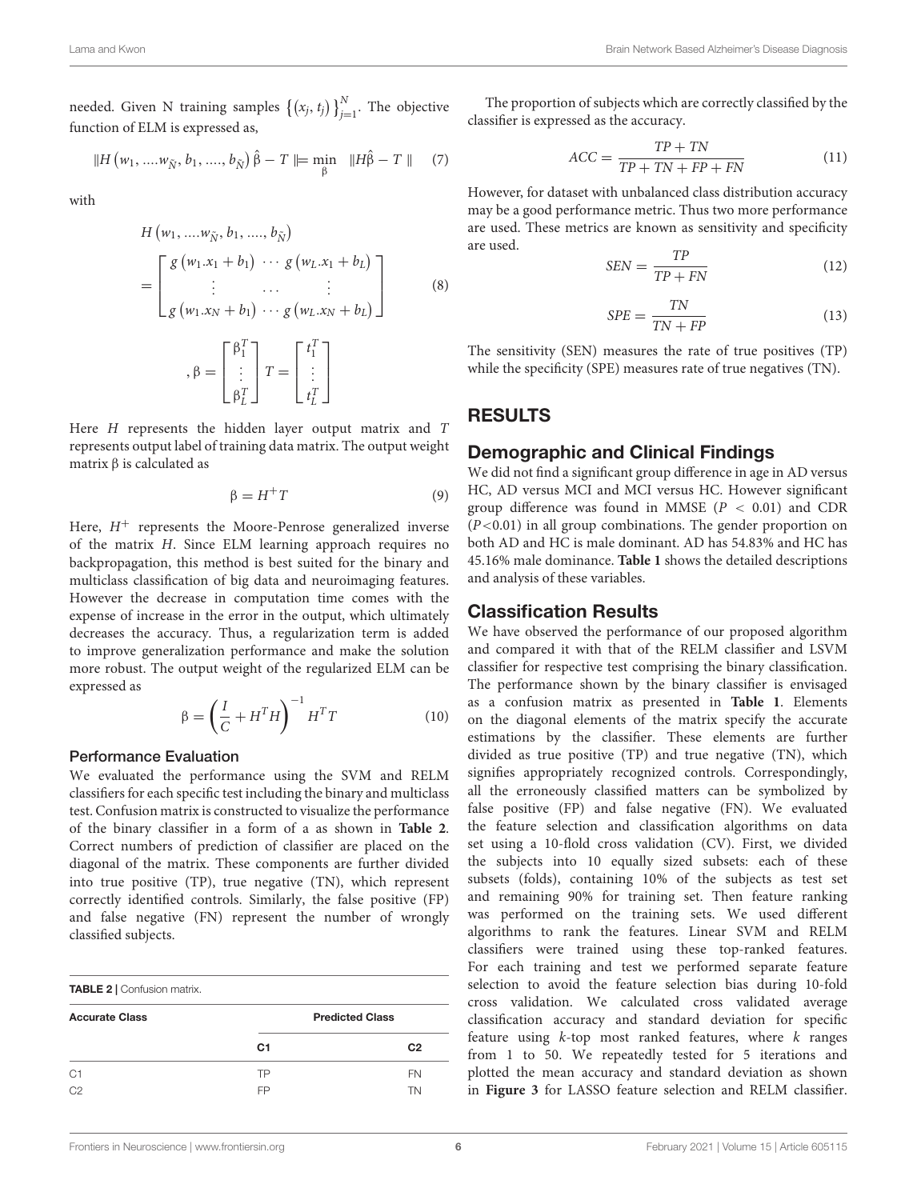needed. Given N training samples $\{(x_j, t_j)\}_{j=1}^{N}$. The objective function of ELM is expressed as,

$$\|H(w_1, ....w_{\tilde{N}}, b_1, ...., b_{\tilde{N}})\hat{\beta} - T\| = \min_{\beta} \|H\hat{\beta} - T\| \quad (7)$$

with

$$H(w_1, ....w_{\tilde{N}}, b_1, ...., b_{\tilde{N}}) = \begin{bmatrix} g(w_1.x_1 + b_1) & \cdots & g(w_L.x_1 + b_L) \\ \vdots & \cdots & \vdots \\ g(w_1.x_N + b_1) & \cdots & g(w_L.x_N + b_L) \end{bmatrix} \quad (8)$$

$$, \beta = \begin{bmatrix} \beta_1^T \\ \vdots \\ \beta_L^T \end{bmatrix} T = \begin{bmatrix} t_1^T \\ \vdots \\ t_L^T \end{bmatrix}$$

Here $H$ represents the hidden layer output matrix and $T$ represents output label of training data matrix. The output weight matrix β is calculated as

$$\beta = H^{+}T \quad (9)$$

Here, $H^{+}$ represents the Moore-Penrose generalized inverse of the matrix $H$. Since ELM learning approach requires no backpropagation, this method is best suited for the binary and multiclass classification of big data and neuroimaging features. However the decrease in computation time comes with the expense of increase in the error in the output, which ultimately decreases the accuracy. Thus, a regularization term is added to improve generalization performance and make the solution more robust. The output weight of the regularized ELM can be expressed as

$$\beta = \left(\frac{I}{C} + H^{T}H\right)^{-1} H^{T}T \quad (10)$$

### Performance Evaluation

We evaluated the performance using the SVM and RELM classifiers for each specific test including the binary and multiclass test. Confusion matrix is constructed to visualize the performance of the binary classifier in a form of a as shown in **Table 2**. Correct numbers of prediction of classifier are placed on the diagonal of the matrix. These components are further divided into true positive (TP), true negative (TN), which represent correctly identified controls. Similarly, the false positive (FP) and false negative (FN) represent the number of wrongly classified subjects.

**TABLE 2** | Confusion matrix.

| Accurate Class | Predicted Class | |
|---|---|---|
| | C1 | C2 |
| C1 | TP | FN |
| C2 | FP | TN |

The proportion of subjects which are correctly classified by the classifier is expressed as the accuracy.

$$ACC = \frac{TP + TN}{TP + TN + FP + FN} \quad (11)$$

However, for dataset with unbalanced class distribution accuracy may be a good performance metric. Thus two more performance are used. These metrics are known as sensitivity and specificity are used.

$$SEN = \frac{TP}{TP + FN} \quad (12)$$

$$SPE = \frac{TN}{TN + FP} \quad (13)$$

The sensitivity (SEN) measures the rate of true positives (TP) while the specificity (SPE) measures rate of true negatives (TN).

# RESULTS

## Demographic and Clinical Findings

We did not find a significant group difference in age in AD versus HC, AD versus MCI and MCI versus HC. However significant group difference was found in MMSE ($P < 0.01$) and CDR ($P < 0.01$) in all group combinations. The gender proportion on both AD and HC is male dominant. AD has 54.83% and HC has 45.16% male dominance. **Table 1** shows the detailed descriptions and analysis of these variables.

## Classification Results

We have observed the performance of our proposed algorithm and compared it with that of the RELM classifier and LSVM classifier for respective test comprising the binary classification. The performance shown by the binary classifier is envisaged as a confusion matrix as presented in **Table 1**. Elements on the diagonal elements of the matrix specify the accurate estimations by the classifier. These elements are further divided as true positive (TP) and true negative (TN), which signifies appropriately recognized controls. Correspondingly, all the erroneously classified matters can be symbolized by false positive (FP) and false negative (FN). We evaluated the feature selection and classification algorithms on data set using a 10-flold cross validation (CV). First, we divided the subjects into 10 equally sized subsets: each of these subsets (folds), containing 10% of the subjects as test set and remaining 90% for training set. Then feature ranking was performed on the training sets. We used different algorithms to rank the features. Linear SVM and RELM classifiers were trained using these top-ranked features. For each training and test we performed separate feature selection to avoid the feature selection bias during 10-fold cross validation. We calculated cross validated average classification accuracy and standard deviation for specific feature using $k$-top most ranked features, where $k$ ranges from 1 to 50. We repeatedly tested for 5 iterations and plotted the mean accuracy and standard deviation as shown in **Figure 3** for LASSO feature selection and RELM classifier.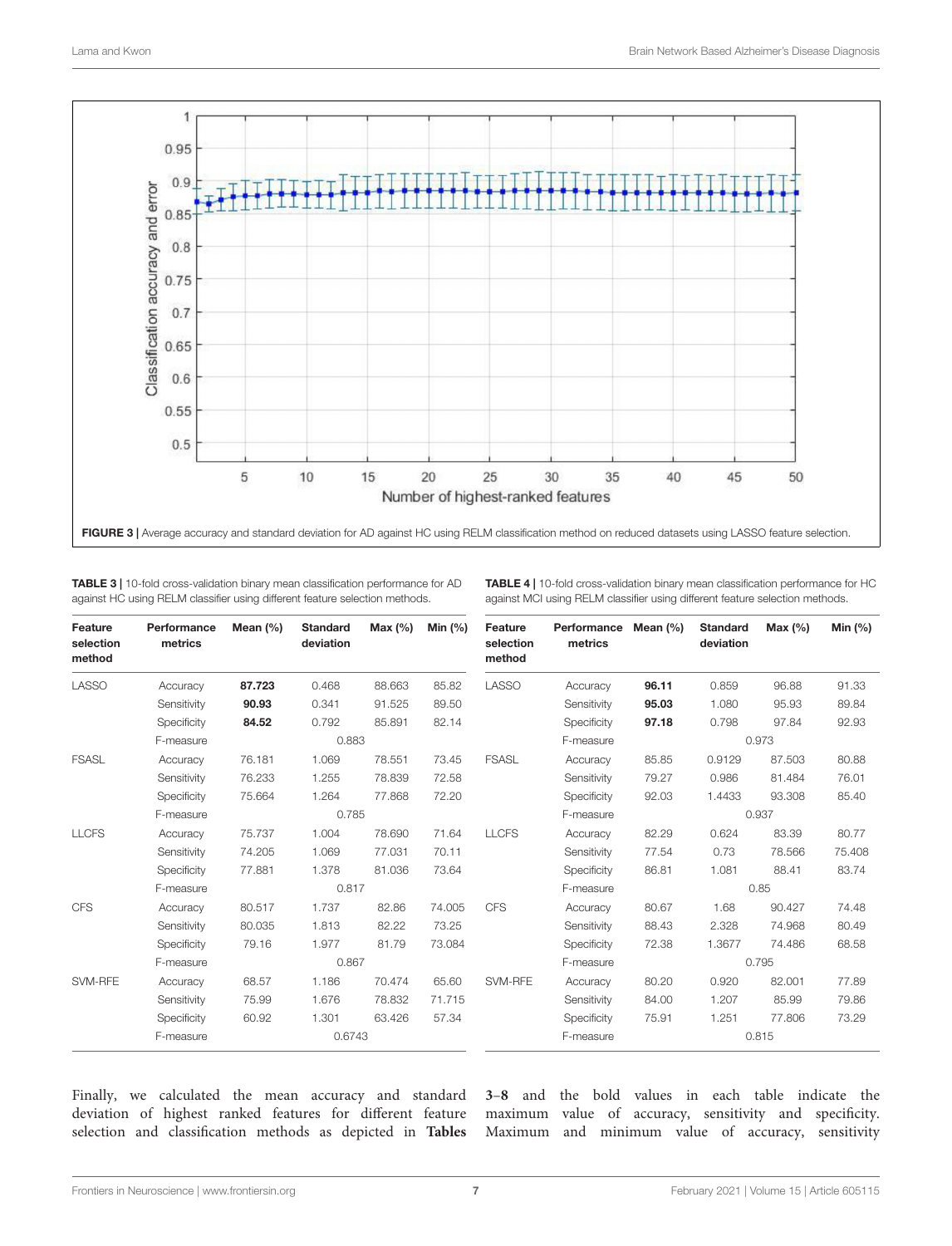FIGURE 3 | Average accuracy and standard deviation for AD against HC using RELM classification method on reduced datasets using LASSO feature selection.

TABLE 3 | 10-fold cross-validation binary mean classification performance for AD against HC using RELM classifier using different feature selection methods.

| Feature selection method | Performance metrics | Mean (%) | Standard deviation | Max (%) | Min (%) |
|---|---|---|---|---|---|
| LASSO | Accuracy | **87.723** | 0.468 | 88.663 | 85.82 |
| | Sensitivity | **90.93** | 0.341 | 91.525 | 89.50 |
| | Specificity | **84.52** | 0.792 | 85.891 | 82.14 |
| | F-measure | | 0.883 | | |
| FSASL | Accuracy | 76.181 | 1.069 | 78.551 | 73.45 |
| | Sensitivity | 76.233 | 1.255 | 78.839 | 72.58 |
| | Specificity | 75.664 | 1.264 | 77.868 | 72.20 |
| | F-measure | | 0.785 | | |
| LLCFS | Accuracy | 75.737 | 1.004 | 78.690 | 71.64 |
| | Sensitivity | 74.205 | 1.069 | 77.031 | 70.11 |
| | Specificity | 77.881 | 1.378 | 81.036 | 73.64 |
| | F-measure | | 0.817 | | |
| CFS | Accuracy | 80.517 | 1.737 | 82.86 | 74.005 |
| | Sensitivity | 80.035 | 1.813 | 82.22 | 73.25 |
| | Specificity | 79.16 | 1.977 | 81.79 | 73.084 |
| | F-measure | | 0.867 | | |
| SVM-RFE | Accuracy | 68.57 | 1.186 | 70.474 | 65.60 |
| | Sensitivity | 75.99 | 1.676 | 78.832 | 71.715 |
| | Specificity | 60.92 | 1.301 | 63.426 | 57.34 |
| | F-measure | | 0.6743 | | |

TABLE 4 | 10-fold cross-validation binary mean classification performance for HC against MCI using RELM classifier using different feature selection methods.

| Feature selection method | Performance metrics | Mean (%) | Standard deviation | Max (%) | Min (%) |
|---|---|---|---|---|---|
| LASSO | Accuracy | **96.11** | 0.859 | 96.88 | 91.33 |
| | Sensitivity | **95.03** | 1.080 | 95.93 | 89.84 |
| | Specificity | **97.18** | 0.798 | 97.84 | 92.93 |
| | F-measure | | 0.973 | | |
| FSASL | Accuracy | 85.85 | 0.9129 | 87.503 | 80.88 |
| | Sensitivity | 79.27 | 0.986 | 81.484 | 76.01 |
| | Specificity | 92.03 | 1.4433 | 93.308 | 85.40 |
| | F-measure | | 0.937 | | |
| LLCFS | Accuracy | 82.29 | 0.624 | 83.39 | 80.77 |
| | Sensitivity | 77.54 | 0.73 | 78.566 | 75.408 |
| | Specificity | 86.81 | 1.081 | 88.41 | 83.74 |
| | F-measure | | 0.85 | | |
| CFS | Accuracy | 80.67 | 1.68 | 90.427 | 74.48 |
| | Sensitivity | 88.43 | 2.328 | 74.968 | 80.49 |
| | Specificity | 72.38 | 1.3677 | 74.486 | 68.58 |
| | F-measure | | 0.795 | | |
| SVM-RFE | Accuracy | 80.20 | 0.920 | 82.001 | 77.89 |
| | Sensitivity | 84.00 | 1.207 | 85.99 | 79.86 |
| | Specificity | 75.91 | 1.251 | 77.806 | 73.29 |
| | F-measure | | 0.815 | | |

Finally, we calculated the mean accuracy and standard deviation of highest ranked features for different feature selection and classification methods as depicted in **Tables 3–8** and the bold values in each table indicate the maximum value of accuracy, sensitivity and specificity. Maximum and minimum value of accuracy, sensitivity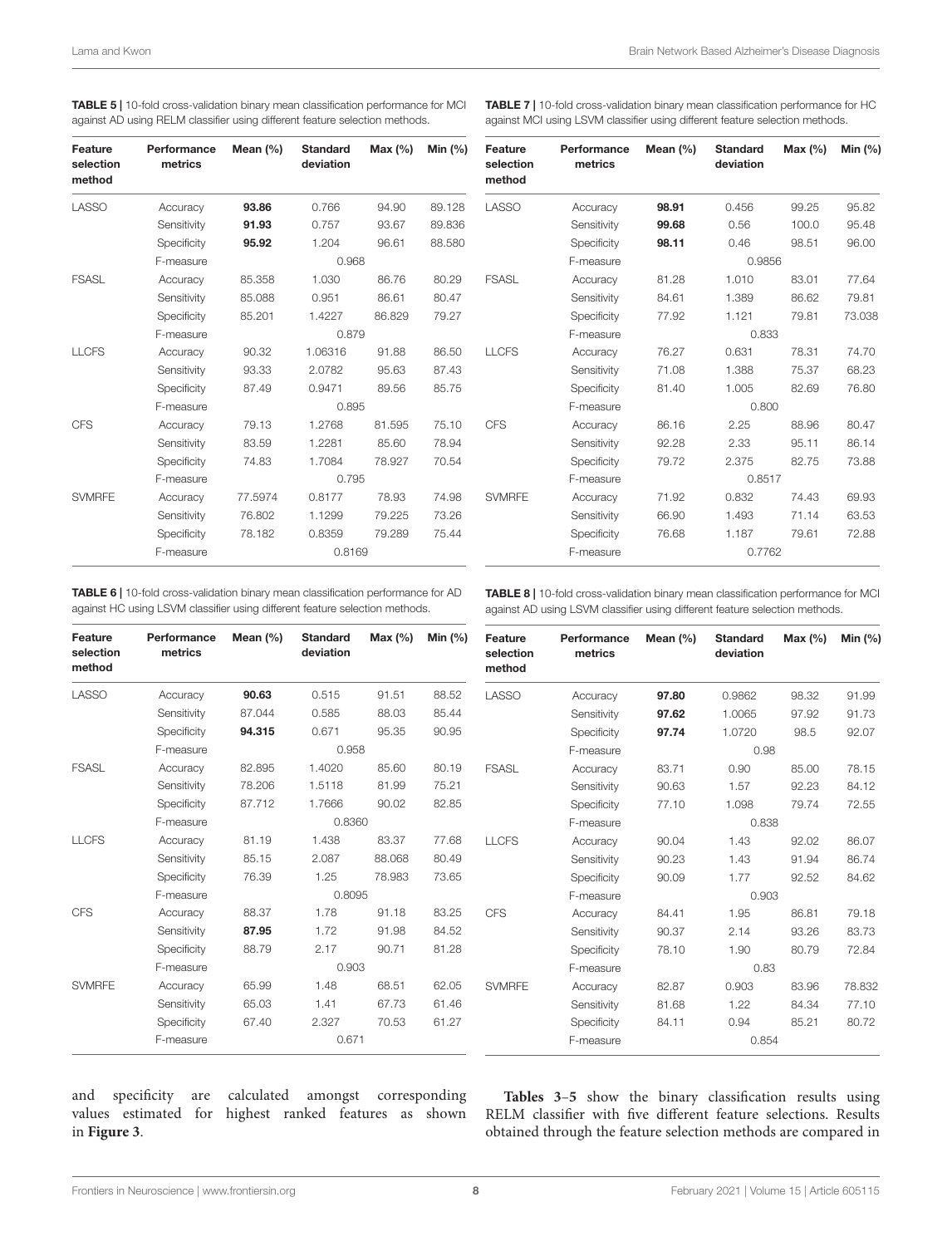**TABLE 5 |** 10-fold cross-validation binary mean classification performance for MCI against AD using RELM classifier using different feature selection methods.

| Feature selection method | Performance metrics | Mean (%) | Standard deviation | Max (%) | Min (%) |
|---|---|---|---|---|---|
| LASSO | Accuracy | **93.86** | 0.766 | 94.90 | 89.128 |
| | Sensitivity | **91.93** | 0.757 | 93.67 | 89.836 |
| | Specificity | **95.92** | 1.204 | 96.61 | 88.580 |
| | F-measure | | 0.968 | | |
| FSASL | Accuracy | 85.358 | 1.030 | 86.76 | 80.29 |
| | Sensitivity | 85.088 | 0.951 | 86.61 | 80.47 |
| | Specificity | 85.201 | 1.4227 | 86.829 | 79.27 |
| | F-measure | | 0.879 | | |
| LLCFS | Accuracy | 90.32 | 1.06316 | 91.88 | 86.50 |
| | Sensitivity | 93.33 | 2.0782 | 95.63 | 87.43 |
| | Specificity | 87.49 | 0.9471 | 89.56 | 85.75 |
| | F-measure | | 0.895 | | |
| CFS | Accuracy | 79.13 | 1.2768 | 81.595 | 75.10 |
| | Sensitivity | 83.59 | 1.2281 | 85.60 | 78.94 |
| | Specificity | 74.83 | 1.7084 | 78.927 | 70.54 |
| | F-measure | | 0.795 | | |
| SVMRFE | Accuracy | 77.5974 | 0.8177 | 78.93 | 74.98 |
| | Sensitivity | 76.802 | 1.1299 | 79.225 | 73.26 |
| | Specificity | 78.182 | 0.8359 | 79.289 | 75.44 |
| | F-measure | | 0.8169 | | |

**TABLE 6 |** 10-fold cross-validation binary mean classification performance for AD against HC using LSVM classifier using different feature selection methods.

| Feature selection method | Performance metrics | Mean (%) | Standard deviation | Max (%) | Min (%) |
|---|---|---|---|---|---|
| LASSO | Accuracy | **90.63** | 0.515 | 91.51 | 88.52 |
| | Sensitivity | 87.044 | 0.585 | 88.03 | 85.44 |
| | Specificity | **94.315** | 0.671 | 95.35 | 90.95 |
| | F-measure | | 0.958 | | |
| FSASL | Accuracy | 82.895 | 1.4020 | 85.60 | 80.19 |
| | Sensitivity | 78.206 | 1.5118 | 81.99 | 75.21 |
| | Specificity | 87.712 | 1.7666 | 90.02 | 82.85 |
| | F-measure | | 0.8360 | | |
| LLCFS | Accuracy | 81.19 | 1.438 | 83.37 | 77.68 |
| | Sensitivity | 85.15 | 2.087 | 88.068 | 80.49 |
| | Specificity | 76.39 | 1.25 | 78.983 | 73.65 |
| | F-measure | | 0.8095 | | |
| CFS | Accuracy | 88.37 | 1.78 | 91.18 | 83.25 |
| | Sensitivity | **87.95** | 1.72 | 91.98 | 84.52 |
| | Specificity | 88.79 | 2.17 | 90.71 | 81.28 |
| | F-measure | | 0.903 | | |
| SVMRFE | Accuracy | 65.99 | 1.48 | 68.51 | 62.05 |
| | Sensitivity | 65.03 | 1.41 | 67.73 | 61.46 |
| | Specificity | 67.40 | 2.327 | 70.53 | 61.27 |
| | F-measure | | 0.671 | | |

**TABLE 7 |** 10-fold cross-validation binary mean classification performance for HC against MCI using LSVM classifier using different feature selection methods.

| Feature selection method | Performance metrics | Mean (%) | Standard deviation | Max (%) | Min (%) |
|---|---|---|---|---|---|
| LASSO | Accuracy | **98.91** | 0.456 | 99.25 | 95.82 |
| | Sensitivity | **99.68** | 0.56 | 100.0 | 95.48 |
| | Specificity | **98.11** | 0.46 | 98.51 | 96.00 |
| | F-measure | | 0.9856 | | |
| FSASL | Accuracy | 81.28 | 1.010 | 83.01 | 77.64 |
| | Sensitivity | 84.61 | 1.389 | 86.62 | 79.81 |
| | Specificity | 77.92 | 1.121 | 79.81 | 73.038 |
| | F-measure | | 0.833 | | |
| LLCFS | Accuracy | 76.27 | 0.631 | 78.31 | 74.70 |
| | Sensitivity | 71.08 | 1.388 | 75.37 | 68.23 |
| | Specificity | 81.40 | 1.005 | 82.69 | 76.80 |
| | F-measure | | 0.800 | | |
| CFS | Accuracy | 86.16 | 2.25 | 88.96 | 80.47 |
| | Sensitivity | 92.28 | 2.33 | 95.11 | 86.14 |
| | Specificity | 79.72 | 2.375 | 82.75 | 73.88 |
| | F-measure | | 0.8517 | | |
| SVMRFE | Accuracy | 71.92 | 0.832 | 74.43 | 69.93 |
| | Sensitivity | 66.90 | 1.493 | 71.14 | 63.53 |
| | Specificity | 76.68 | 1.187 | 79.61 | 72.88 |
| | F-measure | | 0.7762 | | |

**TABLE 8 |** 10-fold cross-validation binary mean classification performance for MCI against AD using LSVM classifier using different feature selection methods.

| Feature selection method | Performance metrics | Mean (%) | Standard deviation | Max (%) | Min (%) |
|---|---|---|---|---|---|
| LASSO | Accuracy | **97.80** | 0.9862 | 98.32 | 91.99 |
| | Sensitivity | **97.62** | 1.0065 | 97.92 | 91.73 |
| | Specificity | **97.74** | 1.0720 | 98.5 | 92.07 |
| | F-measure | | 0.98 | | |
| FSASL | Accuracy | 83.71 | 0.90 | 85.00 | 78.15 |
| | Sensitivity | 90.63 | 1.57 | 92.23 | 84.12 |
| | Specificity | 77.10 | 1.098 | 79.74 | 72.55 |
| | F-measure | | 0.838 | | |
| LLCFS | Accuracy | 90.04 | 1.43 | 92.02 | 86.07 |
| | Sensitivity | 90.23 | 1.43 | 91.94 | 86.74 |
| | Specificity | 90.09 | 1.77 | 92.52 | 84.62 |
| | F-measure | | 0.903 | | |
| CFS | Accuracy | 84.41 | 1.95 | 86.81 | 79.18 |
| | Sensitivity | 90.37 | 2.14 | 93.26 | 83.73 |
| | Specificity | 78.10 | 1.90 | 80.79 | 72.84 |
| | F-measure | | 0.83 | | |
| SVMRFE | Accuracy | 82.87 | 0.903 | 83.96 | 78.832 |
| | Sensitivity | 81.68 | 1.22 | 84.34 | 77.10 |
| | Specificity | 84.11 | 0.94 | 85.21 | 80.72 |
| | F-measure | | 0.854 | | |

and specificity are calculated amongst corresponding values estimated for highest ranked features as shown in **Figure 3**.

**Tables 3–5** show the binary classification results using RELM classifier with five different feature selections. Results obtained through the feature selection methods are compared in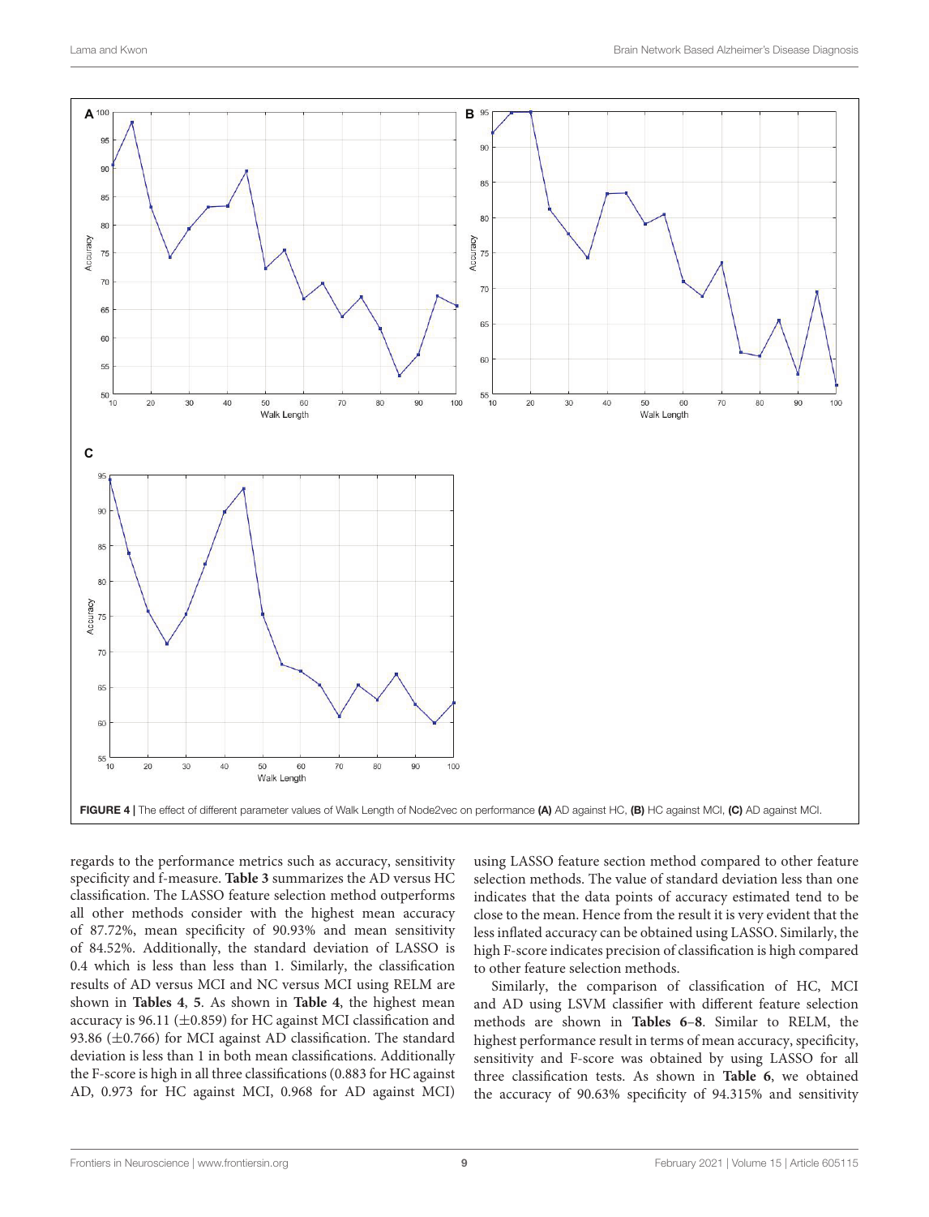FIGURE 4 | The effect of different parameter values of Walk Length of Node2vec on performance **(A)** AD against HC, **(B)** HC against MCI, **(C)** AD against MCI.

regards to the performance metrics such as accuracy, sensitivity specificity and f-measure. **Table 3** summarizes the AD versus HC classification. The LASSO feature selection method outperforms all other methods consider with the highest mean accuracy of 87.72%, mean specificity of 90.93% and mean sensitivity of 84.52%. Additionally, the standard deviation of LASSO is 0.4 which is less than less than 1. Similarly, the classification results of AD versus MCI and NC versus MCI using RELM are shown in **Tables 4**, **5**. As shown in **Table 4**, the highest mean accuracy is 96.11 (±0.859) for HC against MCI classification and 93.86 (±0.766) for MCI against AD classification. The standard deviation is less than 1 in both mean classifications. Additionally the F-score is high in all three classifications (0.883 for HC against AD, 0.973 for HC against MCI, 0.968 for AD against MCI) using LASSO feature section method compared to other feature selection methods. The value of standard deviation less than one indicates that the data points of accuracy estimated tend to be close to the mean. Hence from the result it is very evident that the less inflated accuracy can be obtained using LASSO. Similarly, the high F-score indicates precision of classification is high compared to other feature selection methods.

Similarly, the comparison of classification of HC, MCI and AD using LSVM classifier with different feature selection methods are shown in **Tables 6**–**8**. Similar to RELM, the highest performance result in terms of mean accuracy, specificity, sensitivity and F-score was obtained by using LASSO for all three classification tests. As shown in **Table 6**, we obtained the accuracy of 90.63% specificity of 94.315% and sensitivity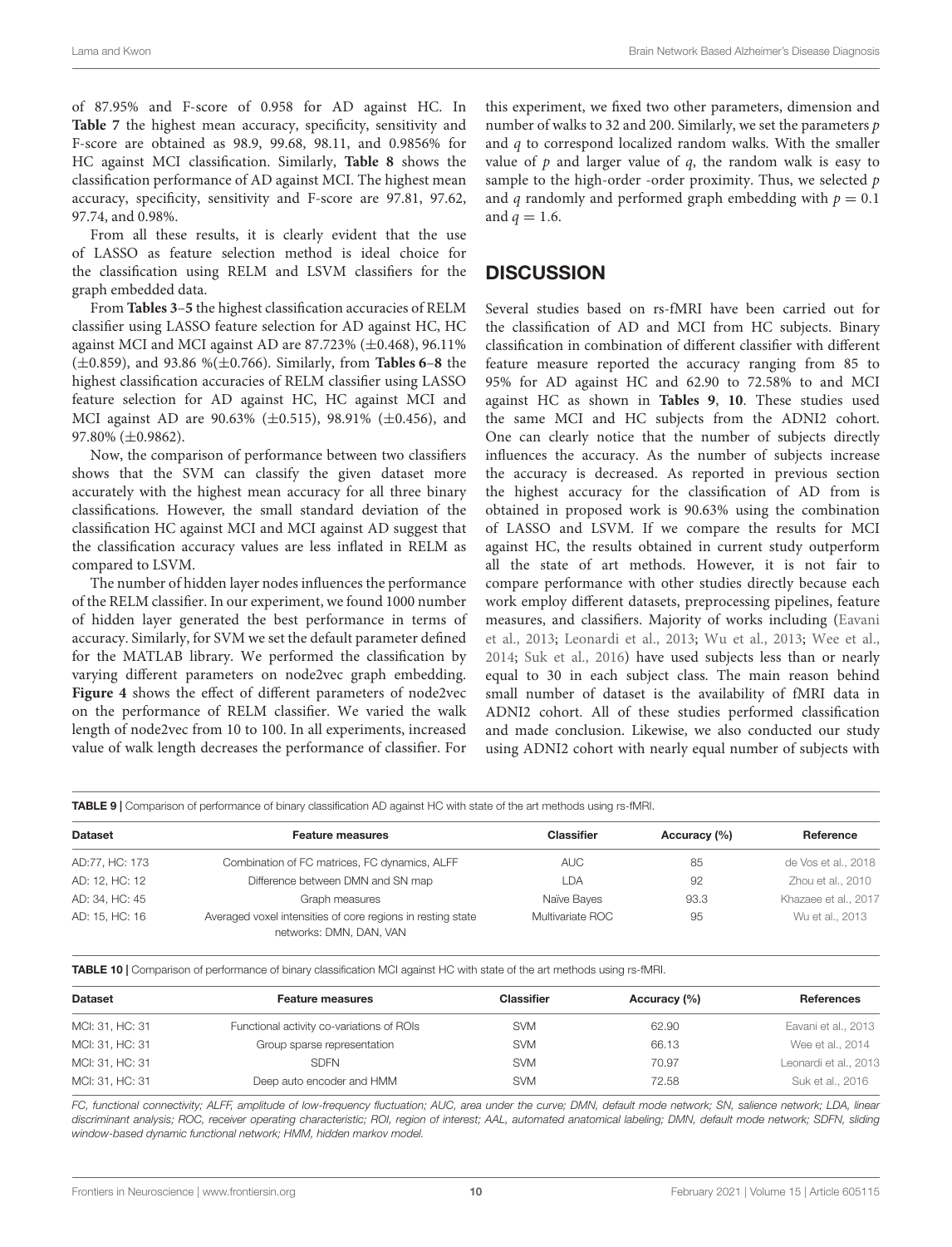of 87.95% and F-score of 0.958 for AD against HC. In **Table 7** the highest mean accuracy, specificity, sensitivity and F-score are obtained as 98.9, 99.68, 98.11, and 0.9856% for HC against MCI classification. Similarly, **Table 8** shows the classification performance of AD against MCI. The highest mean accuracy, specificity, sensitivity and F-score are 97.81, 97.62, 97.74, and 0.98%.

From all these results, it is clearly evident that the use of LASSO as feature selection method is ideal choice for the classification using RELM and LSVM classifiers for the graph embedded data.

From **Tables 3**–**5** the highest classification accuracies of RELM classifier using LASSO feature selection for AD against HC, HC against MCI and MCI against AD are 87.723% (±0.468), 96.11% (±0.859), and 93.86 %(±0.766). Similarly, from **Tables 6**–**8** the highest classification accuracies of RELM classifier using LASSO feature selection for AD against HC, HC against MCI and MCI against AD are 90.63% (±0.515), 98.91% (±0.456), and 97.80% (±0.9862).

Now, the comparison of performance between two classifiers shows that the SVM can classify the given dataset more accurately with the highest mean accuracy for all three binary classifications. However, the small standard deviation of the classification HC against MCI and MCI against AD suggest that the classification accuracy values are less inflated in RELM as compared to LSVM.

The number of hidden layer nodes influences the performance of the RELM classifier. In our experiment, we found 1000 number of hidden layer generated the best performance in terms of accuracy. Similarly, for SVM we set the default parameter defined for the MATLAB library. We performed the classification by varying different parameters on node2vec graph embedding. **Figure 4** shows the effect of different parameters of node2vec on the performance of RELM classifier. We varied the walk length of node2vec from 10 to 100. In all experiments, increased value of walk length decreases the performance of classifier. For this experiment, we fixed two other parameters, dimension and number of walks to 32 and 200. Similarly, we set the parameters $p$ and $q$ to correspond localized random walks. With the smaller value of $p$ and larger value of $q$, the random walk is easy to sample to the high-order -order proximity. Thus, we selected $p$ and $q$ randomly and performed graph embedding with $p = 0.1$ and $q = 1.6$.

## DISCUSSION

Several studies based on rs-fMRI have been carried out for the classification of AD and MCI from HC subjects. Binary classification in combination of different classifier with different feature measure reported the accuracy ranging from 85 to 95% for AD against HC and 62.90 to 72.58% to and MCI against HC as shown in **Tables 9**, **10**. These studies used the same MCI and HC subjects from the ADNI2 cohort. One can clearly notice that the number of subjects directly influences the accuracy. As the number of subjects increase the accuracy is decreased. As reported in previous section the highest accuracy for the classification of AD from is obtained in proposed work is 90.63% using the combination of LASSO and LSVM. If we compare the results for MCI against HC, the results obtained in current study outperform all the state of art methods. However, it is not fair to compare performance with other studies directly because each work employ different datasets, preprocessing pipelines, feature measures, and classifiers. Majority of works including (Eavani et al., 2013; Leonardi et al., 2013; Wu et al., 2013; Wee et al., 2014; Suk et al., 2016) have used subjects less than or nearly equal to 30 in each subject class. The main reason behind small number of dataset is the availability of fMRI data in ADNI2 cohort. All of these studies performed classification and made conclusion. Likewise, we also conducted our study using ADNI2 cohort with nearly equal number of subjects with

**TABLE 9** | Comparison of performance of binary classification AD against HC with state of the art methods using rs-fMRI.

| Dataset | Feature measures | Classifier | Accuracy (%) | Reference |
|---|---|---|---|---|
| AD:77, HC: 173 | Combination of FC matrices, FC dynamics, ALFF | AUC | 85 | de Vos et al., 2018 |
| AD: 12, HC: 12 | Difference between DMN and SN map | LDA | 92 | Zhou et al., 2010 |
| AD: 34, HC: 45 | Graph measures | Naïve Bayes | 93.3 | Khazaee et al., 2017 |
| AD: 15, HC: 16 | Averaged voxel intensities of core regions in resting state networks: DMN, DAN, VAN | Multivariate ROC | 95 | Wu et al., 2013 |

**TABLE 10** | Comparison of performance of binary classification MCI against HC with state of the art methods using rs-fMRI.

| Dataset | Feature measures | Classifier | Accuracy (%) | References |
|---|---|---|---|---|
| MCI: 31, HC: 31 | Functional activity co-variations of ROIs | SVM | 62.90 | Eavani et al., 2013 |
| MCI: 31, HC: 31 | Group sparse representation | SVM | 66.13 | Wee et al., 2014 |
| MCI: 31, HC: 31 | SDFN | SVM | 70.97 | Leonardi et al., 2013 |
| MCI: 31, HC: 31 | Deep auto encoder and HMM | SVM | 72.58 | Suk et al., 2016 |

*FC, functional connectivity; ALFF, amplitude of low-frequency fluctuation; AUC, area under the curve; DMN, default mode network; SN, salience network; LDA, linear discriminant analysis; ROC, receiver operating characteristic; ROI, region of interest; AAL, automated anatomical labeling; DMN, default mode network; SDFN, sliding window-based dynamic functional network; HMM, hidden markov model.*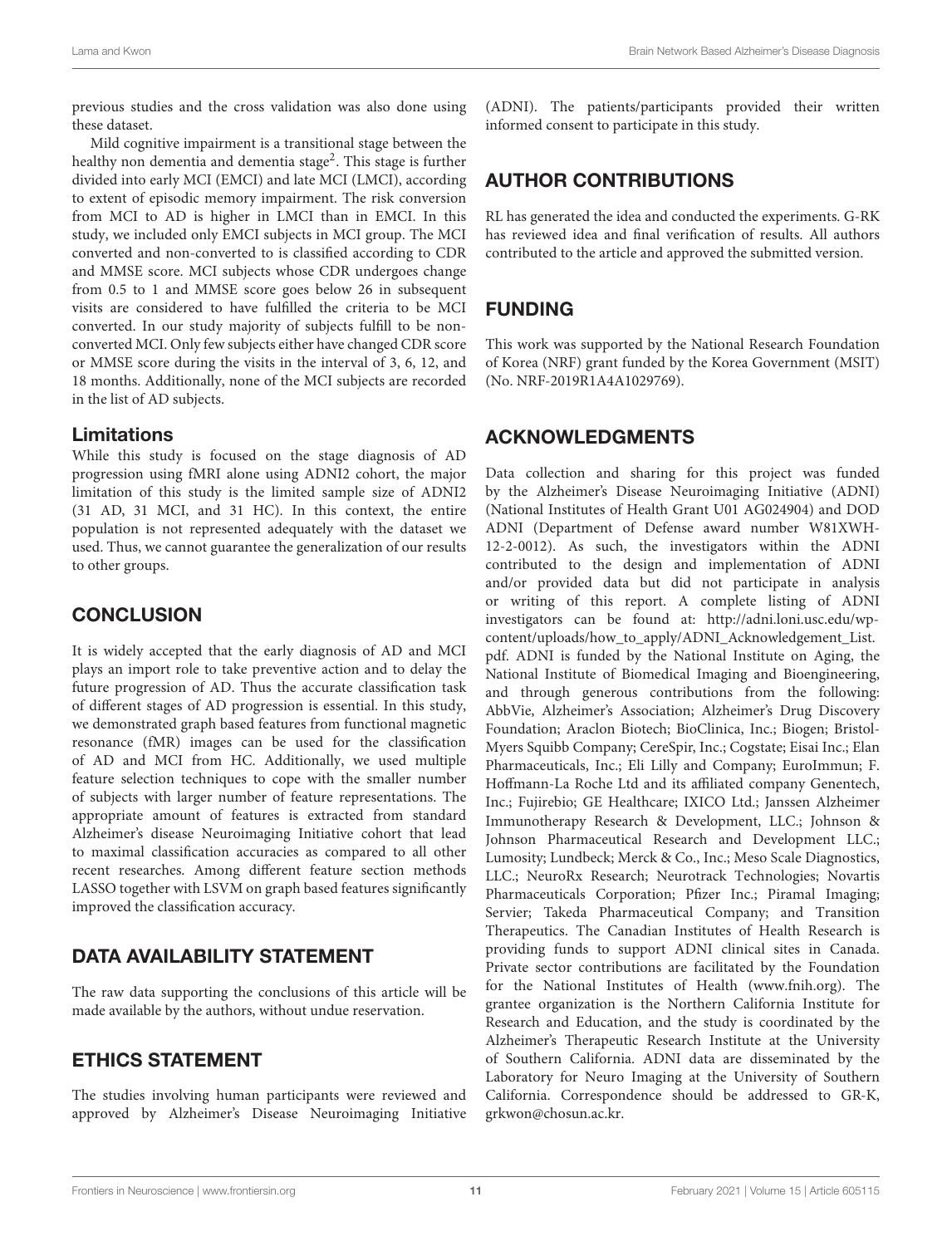previous studies and the cross validation was also done using these dataset.

Mild cognitive impairment is a transitional stage between the healthy non dementia and dementia stage[2]. This stage is further divided into early MCI (EMCI) and late MCI (LMCI), according to extent of episodic memory impairment. The risk conversion from MCI to AD is higher in LMCI than in EMCI. In this study, we included only EMCI subjects in MCI group. The MCI converted and non-converted to is classified according to CDR and MMSE score. MCI subjects whose CDR undergoes change from 0.5 to 1 and MMSE score goes below 26 in subsequent visits are considered to have fulfilled the criteria to be MCI converted. In our study majority of subjects fulfill to be non-converted MCI. Only few subjects either have changed CDR score or MMSE score during the visits in the interval of 3, 6, 12, and 18 months. Additionally, none of the MCI subjects are recorded in the list of AD subjects.

### Limitations

While this study is focused on the stage diagnosis of AD progression using fMRI alone using ADNI2 cohort, the major limitation of this study is the limited sample size of ADNI2 (31 AD, 31 MCI, and 31 HC). In this context, the entire population is not represented adequately with the dataset we used. Thus, we cannot guarantee the generalization of our results to other groups.

## CONCLUSION

It is widely accepted that the early diagnosis of AD and MCI plays an import role to take preventive action and to delay the future progression of AD. Thus the accurate classification task of different stages of AD progression is essential. In this study, we demonstrated graph based features from functional magnetic resonance (fMR) images can be used for the classification of AD and MCI from HC. Additionally, we used multiple feature selection techniques to cope with the smaller number of subjects with larger number of feature representations. The appropriate amount of features is extracted from standard Alzheimer's disease Neuroimaging Initiative cohort that lead to maximal classification accuracies as compared to all other recent researches. Among different feature section methods LASSO together with LSVM on graph based features significantly improved the classification accuracy.

## DATA AVAILABILITY STATEMENT

The raw data supporting the conclusions of this article will be made available by the authors, without undue reservation.

## ETHICS STATEMENT

The studies involving human participants were reviewed and approved by Alzheimer's Disease Neuroimaging Initiative (ADNI). The patients/participants provided their written informed consent to participate in this study.

## AUTHOR CONTRIBUTIONS

RL has generated the idea and conducted the experiments. G-RK has reviewed idea and final verification of results. All authors contributed to the article and approved the submitted version.

## FUNDING

This work was supported by the National Research Foundation of Korea (NRF) grant funded by the Korea Government (MSIT) (No. NRF-2019R1A4A1029769).

## ACKNOWLEDGMENTS

Data collection and sharing for this project was funded by the Alzheimer's Disease Neuroimaging Initiative (ADNI) (National Institutes of Health Grant U01 AG024904) and DOD ADNI (Department of Defense award number W81XWH-12-2-0012). As such, the investigators within the ADNI contributed to the design and implementation of ADNI and/or provided data but did not participate in analysis or writing of this report. A complete listing of ADNI investigators can be found at: http://adni.loni.usc.edu/wp-content/uploads/how_to_apply/ADNI_Acknowledgement_List.pdf. ADNI is funded by the National Institute on Aging, the National Institute of Biomedical Imaging and Bioengineering, and through generous contributions from the following: AbbVie, Alzheimer's Association; Alzheimer's Drug Discovery Foundation; Araclon Biotech; BioClinica, Inc.; Biogen; Bristol-Myers Squibb Company; CereSpir, Inc.; Cogstate; Eisai Inc.; Elan Pharmaceuticals, Inc.; Eli Lilly and Company; EuroImmun; F. Hoffmann-La Roche Ltd and its affiliated company Genentech, Inc.; Fujirebio; GE Healthcare; IXICO Ltd.; Janssen Alzheimer Immunotherapy Research & Development, LLC.; Johnson & Johnson Pharmaceutical Research and Development LLC.; Lumosity; Lundbeck; Merck & Co., Inc.; Meso Scale Diagnostics, LLC.; NeuroRx Research; Neurotrack Technologies; Novartis Pharmaceuticals Corporation; Pfizer Inc.; Piramal Imaging; Servier; Takeda Pharmaceutical Company; and Transition Therapeutics. The Canadian Institutes of Health Research is providing funds to support ADNI clinical sites in Canada. Private sector contributions are facilitated by the Foundation for the National Institutes of Health (www.fnih.org). The grantee organization is the Northern California Institute for Research and Education, and the study is coordinated by the Alzheimer's Therapeutic Research Institute at the University of Southern California. ADNI data are disseminated by the Laboratory for Neuro Imaging at the University of Southern California. Correspondence should be addressed to GR-K, grkwon@chosun.ac.kr.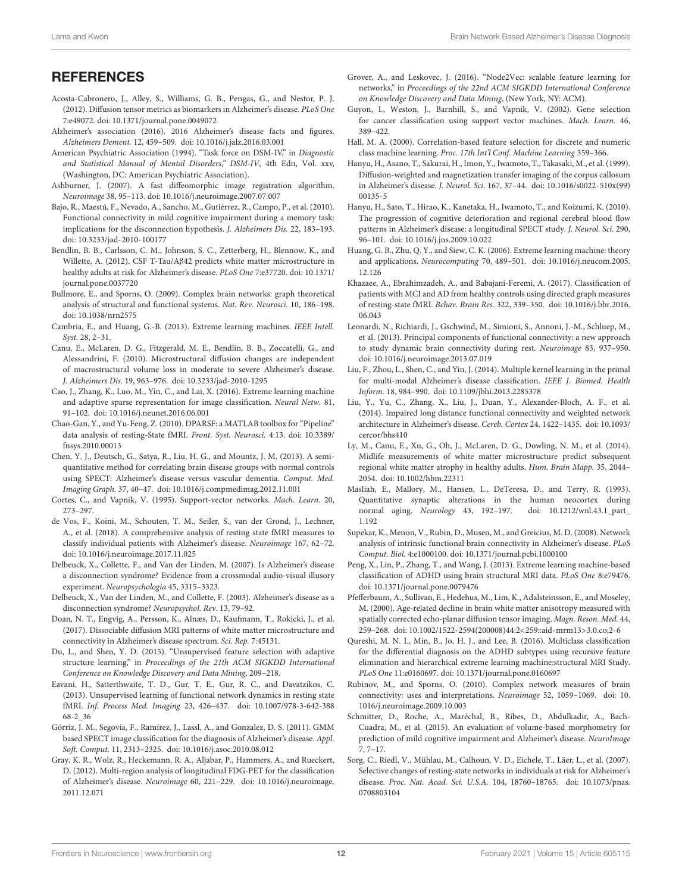## REFERENCES

Acosta-Cabronero, J., Alley, S., Williams, G. B., Pengas, G., and Nestor, P. J. (2012). Diffusion tensor metrics as biomarkers in Alzheimer's disease. *PLoS One* 7:e49072. doi: 10.1371/journal.pone.0049072

Alzheimer's association (2016). 2016 Alzheimer's disease facts and figures. *Alzheimers Dement.* 12, 459–509. doi: 10.1016/j.jalz.2016.03.001

American Psychiatric Association (1994). "Task force on DSM-IV," in *Diagnostic and Statistical Manual of Mental Disorders," DSM-IV*, 4th Edn, Vol. xxv, (Washington, DC: American Psychiatric Association).

Ashburner, J. (2007). A fast diffeomorphic image registration algorithm. *Neuroimage* 38, 95–113. doi: 10.1016/j.neuroimage.2007.07.007

Bajo, R., Maestú, F., Nevado, A., Sancho, M., Gutiérrez, R., Campo, P., et al. (2010). Functional connectivity in mild cognitive impairment during a memory task: implications for the disconnection hypothesis. *J. Alzheimers Dis.* 22, 183–193. doi: 10.3233/jad-2010-100177

Bendlin, B. B., Carlsson, C. M., Johnson, S. C., Zetterberg, H., Blennow, K., and Willette, A. (2012). CSF T-Tau/Aβ42 predicts white matter microstructure in healthy adults at risk for Alzheimer's disease. *PLoS One* 7:e37720. doi: 10.1371/journal.pone.0037720

Bullmore, E., and Sporns, O. (2009). Complex brain networks: graph theoretical analysis of structural and functional systems. *Nat. Rev. Neurosci.* 10, 186–198. doi: 10.1038/nrn2575

Cambria, E., and Huang, G.-B. (2013). Extreme learning machines. *IEEE Intell. Syst.* 28, 2–31.

Canu, E., McLaren, D. G., Fitzgerald, M. E., Bendlin, B. B., Zoccatelli, G., and Alessandrini, F. (2010). Microstructural diffusion changes are independent of macrostructural volume loss in moderate to severe Alzheimer's disease. *J. Alzheimers Dis.* 19, 963–976. doi: 10.3233/jad-2010-1295

Cao, J., Zhang, K., Luo, M., Yin, C., and Lai, X. (2016). Extreme learning machine and adaptive sparse representation for image classification. *Neural Netw.* 81, 91–102. doi: 10.1016/j.neunet.2016.06.001

Chao-Gan, Y., and Yu-Feng, Z. (2010). DPARSF: a MATLAB toolbox for "Pipeline" data analysis of resting-State fMRI. *Front. Syst. Neurosci.* 4:13. doi: 10.3389/fnsys.2010.00013

Chen, Y. J., Deutsch, G., Satya, R., Liu, H. G., and Mountz, J. M. (2013). A semi-quantitative method for correlating brain disease groups with normal controls using SPECT: Alzheimer's disease versus vascular dementia. *Comput. Med. Imaging Graph.* 37, 40–47. doi: 10.1016/j.compmedimag.2012.11.001

Cortes, C., and Vapnik, V. (1995). Support-vector networks. *Mach. Learn.* 20, 273–297.

de Vos, F., Koini, M., Schouten, T. M., Seiler, S., van der Grond, J., Lechner, A., et al. (2018). A comprehensive analysis of resting state fMRI measures to classify individual patients with Alzheimer's disease. *Neuroimage* 167, 62–72. doi: 10.1016/j.neuroimage.2017.11.025

Delbeuck, X., Collette, F., and Van der Linden, M. (2007). Is Alzheimer's disease a disconnection syndrome? Evidence from a crossmodal audio-visual illusory experiment. *Neuropsychologia* 45, 3315–3323.

Delbeuck, X., Van der Linden, M., and Collette, F. (2003). Alzheimer's disease as a disconnection syndrome? *Neuropsychol. Rev.* 13, 79–92.

Doan, N. T., Engvig, A., Persson, K., Alnæs, D., Kaufmann, T., Rokicki, J., et al. (2017). Dissociable diffusion MRI patterns of white matter microstructure and connectivity in Alzheimer's disease spectrum. *Sci. Rep.* 7:45131.

Du, L., and Shen, Y. D. (2015). "Unsupervised feature selection with adaptive structure learning," in *Proceedings of the 21th ACM SIGKDD International Conference on Knowledge Discovery and Data Mining*, 209–218.

Eavani, H., Satterthwaite, T. D., Gur, T. E., Gur, R. C., and Davatzikos, C. (2013). Unsupervised learning of functional network dynamics in resting state fMRI. *Inf. Process Med. Imaging* 23, 426–437. doi: 10.1007/978-3-642-38868-2_36

Górriz, J. M., Segovia, F., Ramírez, J., Lassl, A., and Gonzalez, D. S. (2011). GMM based SPECT image classification for the diagnosis of Alzheimer's disease. *Appl. Soft. Comput.* 11, 2313–2325. doi: 10.1016/j.asoc.2010.08.012

Gray, K. R., Wolz, R., Heckemann, R. A., Aljabar, P., Hammers, A., and Rueckert, D. (2012). Multi-region analysis of longitudinal FDG-PET for the classification of Alzheimer's disease. *Neuroimage* 60, 221–229. doi: 10.1016/j.neuroimage.2011.12.071

Grover, A., and Leskovec, J. (2016). "Node2Vec: scalable feature learning for networks," in *Proceedings of the 22nd ACM SIGKDD International Conference on Knowledge Discovery and Data Mining*, (New York, NY: ACM).

Guyon, I., Weston, J., Barnhill, S., and Vapnik, V. (2002). Gene selection for cancer classification using support vector machines. *Mach. Learn.* 46, 389–422.

Hall, M. A. (2000). Correlation-based feature selection for discrete and numeric class machine learning. *Proc. 17th Int'l Conf. Machine Learning* 359–366.

Hanyu, H., Asano, T., Sakurai, H., Imon, Y., Iwamoto, T., Takasaki, M., et al. (1999). Diffusion-weighted and magnetization transfer imaging of the corpus callosum in Alzheimer's disease. *J. Neurol. Sci.* 167, 37–44. doi: 10.1016/s0022-510x(99)00135-5

Hanyu, H., Sato, T., Hirao, K., Kanetaka, H., Iwamoto, T., and Koizumi, K. (2010). The progression of cognitive deterioration and regional cerebral blood flow patterns in Alzheimer's disease: a longitudinal SPECT study. *J. Neurol. Sci.* 290, 96–101. doi: 10.1016/j.jns.2009.10.022

Huang, G. B., Zhu, Q. Y., and Siew, C. K. (2006). Extreme learning machine: theory and applications. *Neurocomputing* 70, 489–501. doi: 10.1016/j.neucom.2005.12.126

Khazaee, A., Ebrahimzadeh, A., and Babajani-Feremi, A. (2017). Classification of patients with MCI and AD from healthy controls using directed graph measures of resting-state fMRI. *Behav. Brain Res.* 322, 339–350. doi: 10.1016/j.bbr.2016.06.043

Leonardi, N., Richiardi, J., Gschwind, M., Simioni, S., Annoni, J.-M., Schluep, M., et al. (2013). Principal components of functional connectivity: a new approach to study dynamic brain connectivity during rest. *Neuroimage* 83, 937–950. doi: 10.1016/j.neuroimage.2013.07.019

Liu, F., Zhou, L., Shen, C., and Yin, J. (2014). Multiple kernel learning in the primal for multi-modal Alzheimer's disease classification. *IEEE J. Biomed. Health Inform.* 18, 984–990. doi: 10.1109/jbhi.2013.2285378

Liu, Y., Yu, C., Zhang, X., Liu, J., Duan, Y., Alexander-Bloch, A. F., et al. (2014). Impaired long distance functional connectivity and weighted network architecture in Alzheimer's disease. *Cereb. Cortex* 24, 1422–1435. doi: 10.1093/cercor/bhs410

Ly, M., Canu, E., Xu, G., Oh, J., McLaren, D. G., Dowling, N. M., et al. (2014). Midlife measurements of white matter microstructure predict subsequent regional white matter atrophy in healthy adults. *Hum. Brain Mapp.* 35, 2044–2054. doi: 10.1002/hbm.22311

Masliah, E., Mallory, M., Hansen, L., DeTeresa, D., and Terry, R. (1993). Quantitative synaptic alterations in the human neocortex during normal aging. *Neurology* 43, 192–197. doi: 10.1212/wnl.43.1_part_1.192

Supekar, K., Menon, V., Rubin, D., Musen, M., and Greicius, M. D. (2008). Network analysis of intrinsic functional brain connectivity in Alzheimer's disease. *PLoS Comput. Biol.* 4:e1000100. doi: 10.1371/journal.pcbi.1000100

Peng, X., Lin, P., Zhang, T., and Wang, J. (2013). Extreme learning machine-based classification of ADHD using brain structural MRI data. *PLoS One* 8:e79476. doi: 10.1371/journal.pone.0079476

Pfefferbaum, A., Sullivan, E., Hedehus, M., Lim, K., Adalsteinsson, E., and Moseley, M. (2000). Age-related decline in brain white matter anisotropy measured with spatially corrected echo-planar diffusion tensor imaging. *Magn. Reson. Med.* 44, 259–268. doi: 10.1002/1522-2594(200008)44:2<259::aid-mrm13>3.0.co;2-6

Qureshi, M. N. I., Min, B., Jo, H. J., and Lee, B. (2016). Multiclass classification for the differential diagnosis on the ADHD subtypes using recursive feature elimination and hierarchical extreme learning machine:structural MRI Study. *PLoS One* 11:e0160697. doi: 10.1371/journal.pone.0160697

Rubinov, M., and Sporns, O. (2010). Complex network measures of brain connectivity: uses and interpretations. *Neuroimage* 52, 1059–1069. doi: 10.1016/j.neuroimage.2009.10.003

Schmitter, D., Roche, A., Maréchal, B., Ribes, D., Abdulkadir, A., Bach-Cuadra, M., et al. (2015). An evaluation of volume-based morphometry for prediction of mild cognitive impairment and Alzheimer's disease. *NeuroImage* 7, 7–17.

Sorg, C., Riedl, V., Mühlau, M., Calhoun, V. D., Eichele, T., Läer, L., et al. (2007). Selective changes of resting-state networks in individuals at risk for Alzheimer's disease. *Proc. Nat. Acad. Sci. U.S.A.* 104, 18760–18765. doi: 10.1073/pnas.0708803104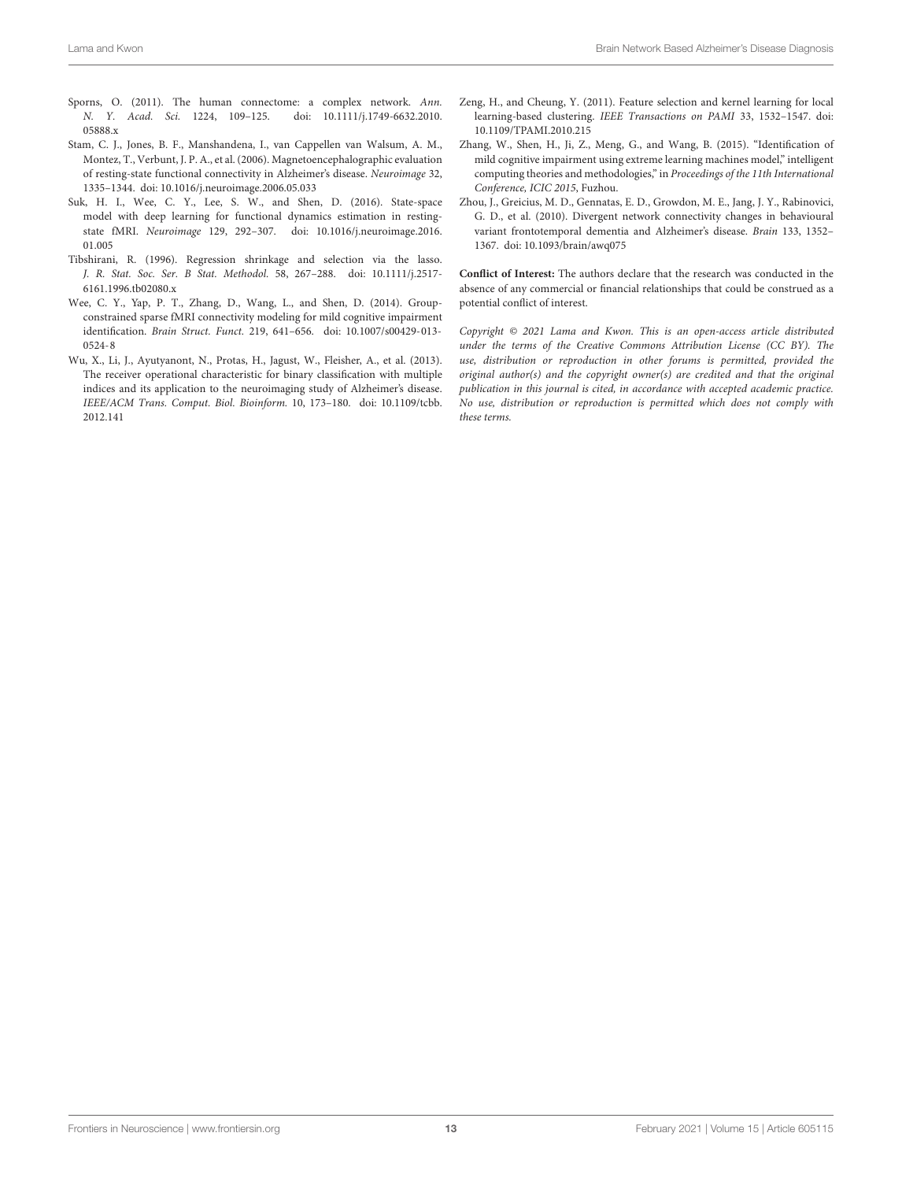Sporns, O. (2011). The human connectome: a complex network. *Ann. N. Y. Acad. Sci.* 1224, 109–125. doi: 10.1111/j.1749-6632.2010.05888.x

Stam, C. J., Jones, B. F., Manshandena, I., van Cappellen van Walsum, A. M., Montez, T., Verbunt, J. P. A., et al. (2006). Magnetoencephalographic evaluation of resting-state functional connectivity in Alzheimer's disease. *Neuroimage* 32, 1335–1344. doi: 10.1016/j.neuroimage.2006.05.033

Suk, H. I., Wee, C. Y., Lee, S. W., and Shen, D. (2016). State-space model with deep learning for functional dynamics estimation in resting-state fMRI. *Neuroimage* 129, 292–307. doi: 10.1016/j.neuroimage.2016.01.005

Tibshirani, R. (1996). Regression shrinkage and selection via the lasso. *J. R. Stat. Soc. Ser. B Stat. Methodol.* 58, 267–288. doi: 10.1111/j.2517-6161.1996.tb02080.x

Wee, C. Y., Yap, P. T., Zhang, D., Wang, L., and Shen, D. (2014). Group-constrained sparse fMRI connectivity modeling for mild cognitive impairment identification. *Brain Struct. Funct.* 219, 641–656. doi: 10.1007/s00429-013-0524-8

Wu, X., Li, J., Ayutyanont, N., Protas, H., Jagust, W., Fleisher, A., et al. (2013). The receiver operational characteristic for binary classification with multiple indices and its application to the neuroimaging study of Alzheimer's disease. *IEEE/ACM Trans. Comput. Biol. Bioinform.* 10, 173–180. doi: 10.1109/tcbb.2012.141

Zeng, H., and Cheung, Y. (2011). Feature selection and kernel learning for local learning-based clustering. *IEEE Transactions on PAMI* 33, 1532–1547. doi: 10.1109/TPAMI.2010.215

Zhang, W., Shen, H., Ji, Z., Meng, G., and Wang, B. (2015). "Identification of mild cognitive impairment using extreme learning machines model," intelligent computing theories and methodologies," in *Proceedings of the 11th International Conference, ICIC 2015*, Fuzhou.

Zhou, J., Greicius, M. D., Gennatas, E. D., Growdon, M. E., Jang, J. Y., Rabinovici, G. D., et al. (2010). Divergent network connectivity changes in behavioural variant frontotemporal dementia and Alzheimer's disease. *Brain* 133, 1352–1367. doi: 10.1093/brain/awq075

**Conflict of Interest:** The authors declare that the research was conducted in the absence of any commercial or financial relationships that could be construed as a potential conflict of interest.

*Copyright © 2021 Lama and Kwon. This is an open-access article distributed under the terms of the Creative Commons Attribution License (CC BY). The use, distribution or reproduction in other forums is permitted, provided the original author(s) and the copyright owner(s) are credited and that the original publication in this journal is cited, in accordance with accepted academic practice. No use, distribution or reproduction is permitted which does not comply with these terms.*